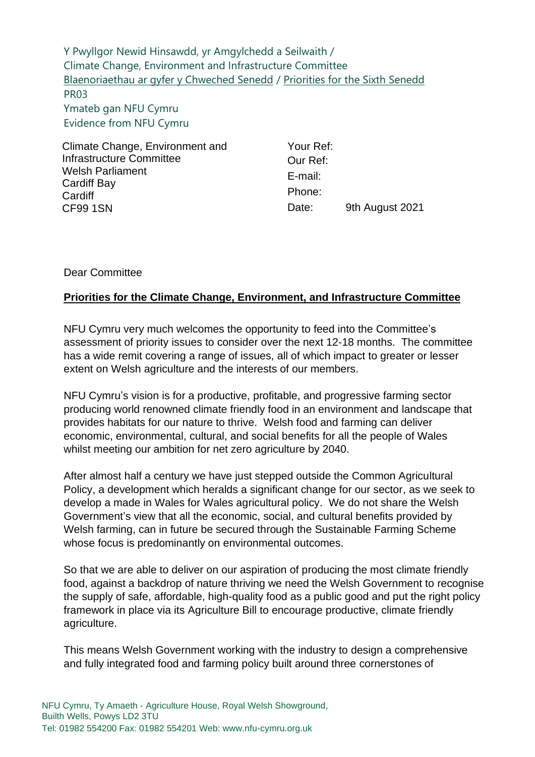Y Pwyllgor Newid Hinsawdd, yr Amgylchedd a Seilwaith /
Climate Change, Environment and Infrastructure Committee
Blaenoriaethau ar gyfer y Chweched Senedd / Priorities for the Sixth Senedd
PR03
Ymateb gan NFU Cymru
Evidence from NFU Cymru

Climate Change, Environment and Infrastructure Committee
Welsh Parliament
Cardiff Bay
Cardiff
CF99 1SN

Your Ref:
Our Ref:
E-mail:
Phone:
Date: 9th August 2021

Dear Committee

**Priorities for the Climate Change, Environment, and Infrastructure Committee**

NFU Cymru very much welcomes the opportunity to feed into the Committee's assessment of priority issues to consider over the next 12-18 months. The committee has a wide remit covering a range of issues, all of which impact to greater or lesser extent on Welsh agriculture and the interests of our members.

NFU Cymru's vision is for a productive, profitable, and progressive farming sector producing world renowned climate friendly food in an environment and landscape that provides habitats for our nature to thrive. Welsh food and farming can deliver economic, environmental, cultural, and social benefits for all the people of Wales whilst meeting our ambition for net zero agriculture by 2040.

After almost half a century we have just stepped outside the Common Agricultural Policy, a development which heralds a significant change for our sector, as we seek to develop a made in Wales for Wales agricultural policy. We do not share the Welsh Government's view that all the economic, social, and cultural benefits provided by Welsh farming, can in future be secured through the Sustainable Farming Scheme whose focus is predominantly on environmental outcomes.

So that we are able to deliver on our aspiration of producing the most climate friendly food, against a backdrop of nature thriving we need the Welsh Government to recognise the supply of safe, affordable, high-quality food as a public good and put the right policy framework in place via its Agriculture Bill to encourage productive, climate friendly agriculture.

This means Welsh Government working with the industry to design a comprehensive and fully integrated food and farming policy built around three cornerstones of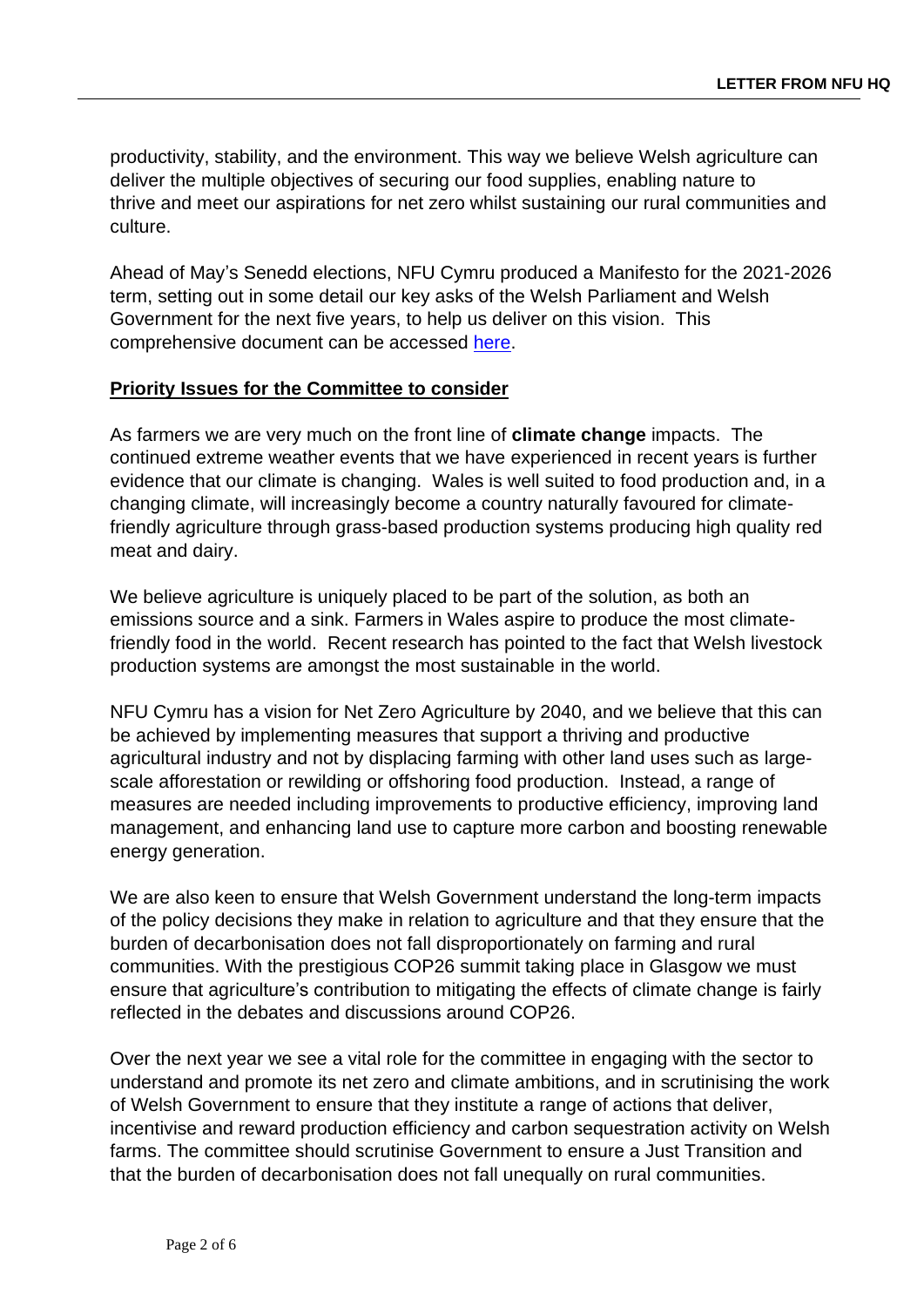productivity, stability, and the environment. This way we believe Welsh agriculture can deliver the multiple objectives of securing our food supplies, enabling nature to thrive and meet our aspirations for net zero whilst sustaining our rural communities and culture.

Ahead of May's Senedd elections, NFU Cymru produced a Manifesto for the 2021-2026 term, setting out in some detail our key asks of the Welsh Parliament and Welsh Government for the next five years, to help us deliver on this vision. This comprehensive document can be accessed [here](#).

**Priority Issues for the Committee to consider**

As farmers we are very much on the front line of **climate change** impacts. The continued extreme weather events that we have experienced in recent years is further evidence that our climate is changing. Wales is well suited to food production and, in a changing climate, will increasingly become a country naturally favoured for climate-friendly agriculture through grass-based production systems producing high quality red meat and dairy.

We believe agriculture is uniquely placed to be part of the solution, as both an emissions source and a sink. Farmers in Wales aspire to produce the most climate-friendly food in the world. Recent research has pointed to the fact that Welsh livestock production systems are amongst the most sustainable in the world.

NFU Cymru has a vision for Net Zero Agriculture by 2040, and we believe that this can be achieved by implementing measures that support a thriving and productive agricultural industry and not by displacing farming with other land uses such as large-scale afforestation or rewilding or offshoring food production. Instead, a range of measures are needed including improvements to productive efficiency, improving land management, and enhancing land use to capture more carbon and boosting renewable energy generation.

We are also keen to ensure that Welsh Government understand the long-term impacts of the policy decisions they make in relation to agriculture and that they ensure that the burden of decarbonisation does not fall disproportionately on farming and rural communities. With the prestigious COP26 summit taking place in Glasgow we must ensure that agriculture's contribution to mitigating the effects of climate change is fairly reflected in the debates and discussions around COP26.

Over the next year we see a vital role for the committee in engaging with the sector to understand and promote its net zero and climate ambitions, and in scrutinising the work of Welsh Government to ensure that they institute a range of actions that deliver, incentivise and reward production efficiency and carbon sequestration activity on Welsh farms. The committee should scrutinise Government to ensure a Just Transition and that the burden of decarbonisation does not fall unequally on rural communities.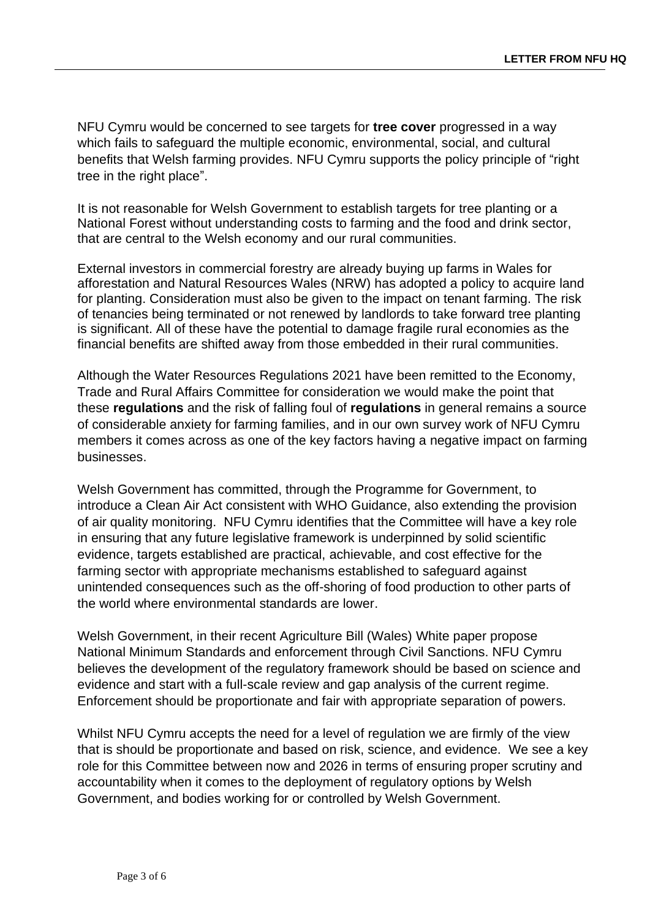NFU Cymru would be concerned to see targets for **tree cover** progressed in a way which fails to safeguard the multiple economic, environmental, social, and cultural benefits that Welsh farming provides. NFU Cymru supports the policy principle of "right tree in the right place".

It is not reasonable for Welsh Government to establish targets for tree planting or a National Forest without understanding costs to farming and the food and drink sector, that are central to the Welsh economy and our rural communities.

External investors in commercial forestry are already buying up farms in Wales for afforestation and Natural Resources Wales (NRW) has adopted a policy to acquire land for planting. Consideration must also be given to the impact on tenant farming. The risk of tenancies being terminated or not renewed by landlords to take forward tree planting is significant. All of these have the potential to damage fragile rural economies as the financial benefits are shifted away from those embedded in their rural communities.

Although the Water Resources Regulations 2021 have been remitted to the Economy, Trade and Rural Affairs Committee for consideration we would make the point that these **regulations** and the risk of falling foul of **regulations** in general remains a source of considerable anxiety for farming families, and in our own survey work of NFU Cymru members it comes across as one of the key factors having a negative impact on farming businesses.

Welsh Government has committed, through the Programme for Government, to introduce a Clean Air Act consistent with WHO Guidance, also extending the provision of air quality monitoring. NFU Cymru identifies that the Committee will have a key role in ensuring that any future legislative framework is underpinned by solid scientific evidence, targets established are practical, achievable, and cost effective for the farming sector with appropriate mechanisms established to safeguard against unintended consequences such as the off-shoring of food production to other parts of the world where environmental standards are lower.

Welsh Government, in their recent Agriculture Bill (Wales) White paper propose National Minimum Standards and enforcement through Civil Sanctions. NFU Cymru believes the development of the regulatory framework should be based on science and evidence and start with a full-scale review and gap analysis of the current regime. Enforcement should be proportionate and fair with appropriate separation of powers.

Whilst NFU Cymru accepts the need for a level of regulation we are firmly of the view that is should be proportionate and based on risk, science, and evidence. We see a key role for this Committee between now and 2026 in terms of ensuring proper scrutiny and accountability when it comes to the deployment of regulatory options by Welsh Government, and bodies working for or controlled by Welsh Government.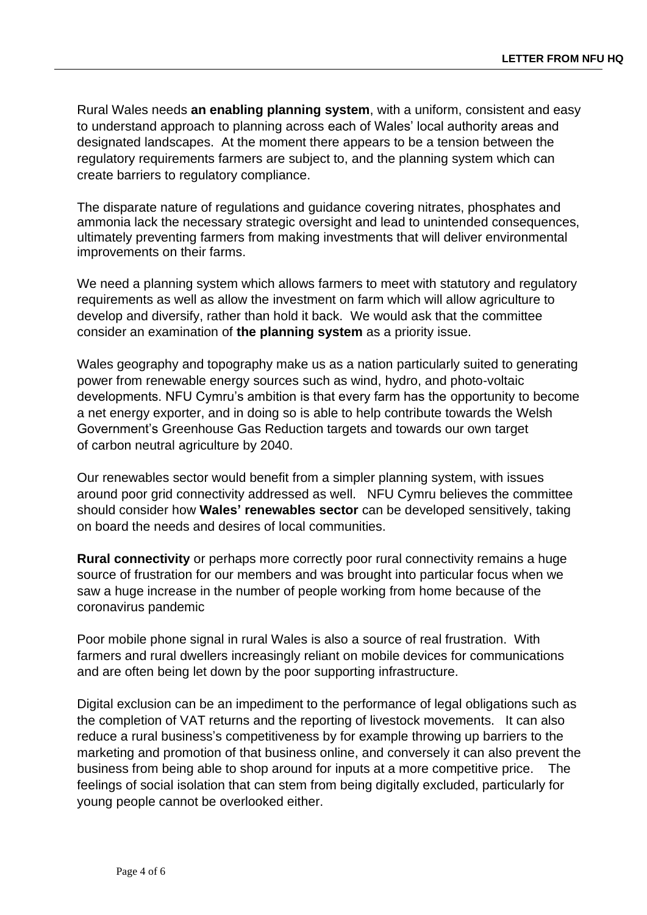Rural Wales needs **an enabling planning system**, with a uniform, consistent and easy to understand approach to planning across each of Wales' local authority areas and designated landscapes. At the moment there appears to be a tension between the regulatory requirements farmers are subject to, and the planning system which can create barriers to regulatory compliance.

The disparate nature of regulations and guidance covering nitrates, phosphates and ammonia lack the necessary strategic oversight and lead to unintended consequences, ultimately preventing farmers from making investments that will deliver environmental improvements on their farms.

We need a planning system which allows farmers to meet with statutory and regulatory requirements as well as allow the investment on farm which will allow agriculture to develop and diversify, rather than hold it back. We would ask that the committee consider an examination of **the planning system** as a priority issue.

Wales geography and topography make us as a nation particularly suited to generating power from renewable energy sources such as wind, hydro, and photo-voltaic developments. NFU Cymru's ambition is that every farm has the opportunity to become a net energy exporter, and in doing so is able to help contribute towards the Welsh Government's Greenhouse Gas Reduction targets and towards our own target of carbon neutral agriculture by 2040.

Our renewables sector would benefit from a simpler planning system, with issues around poor grid connectivity addressed as well. NFU Cymru believes the committee should consider how **Wales' renewables sector** can be developed sensitively, taking on board the needs and desires of local communities.

**Rural connectivity** or perhaps more correctly poor rural connectivity remains a huge source of frustration for our members and was brought into particular focus when we saw a huge increase in the number of people working from home because of the coronavirus pandemic

Poor mobile phone signal in rural Wales is also a source of real frustration. With farmers and rural dwellers increasingly reliant on mobile devices for communications and are often being let down by the poor supporting infrastructure.

Digital exclusion can be an impediment to the performance of legal obligations such as the completion of VAT returns and the reporting of livestock movements. It can also reduce a rural business's competitiveness by for example throwing up barriers to the marketing and promotion of that business online, and conversely it can also prevent the business from being able to shop around for inputs at a more competitive price. The feelings of social isolation that can stem from being digitally excluded, particularly for young people cannot be overlooked either.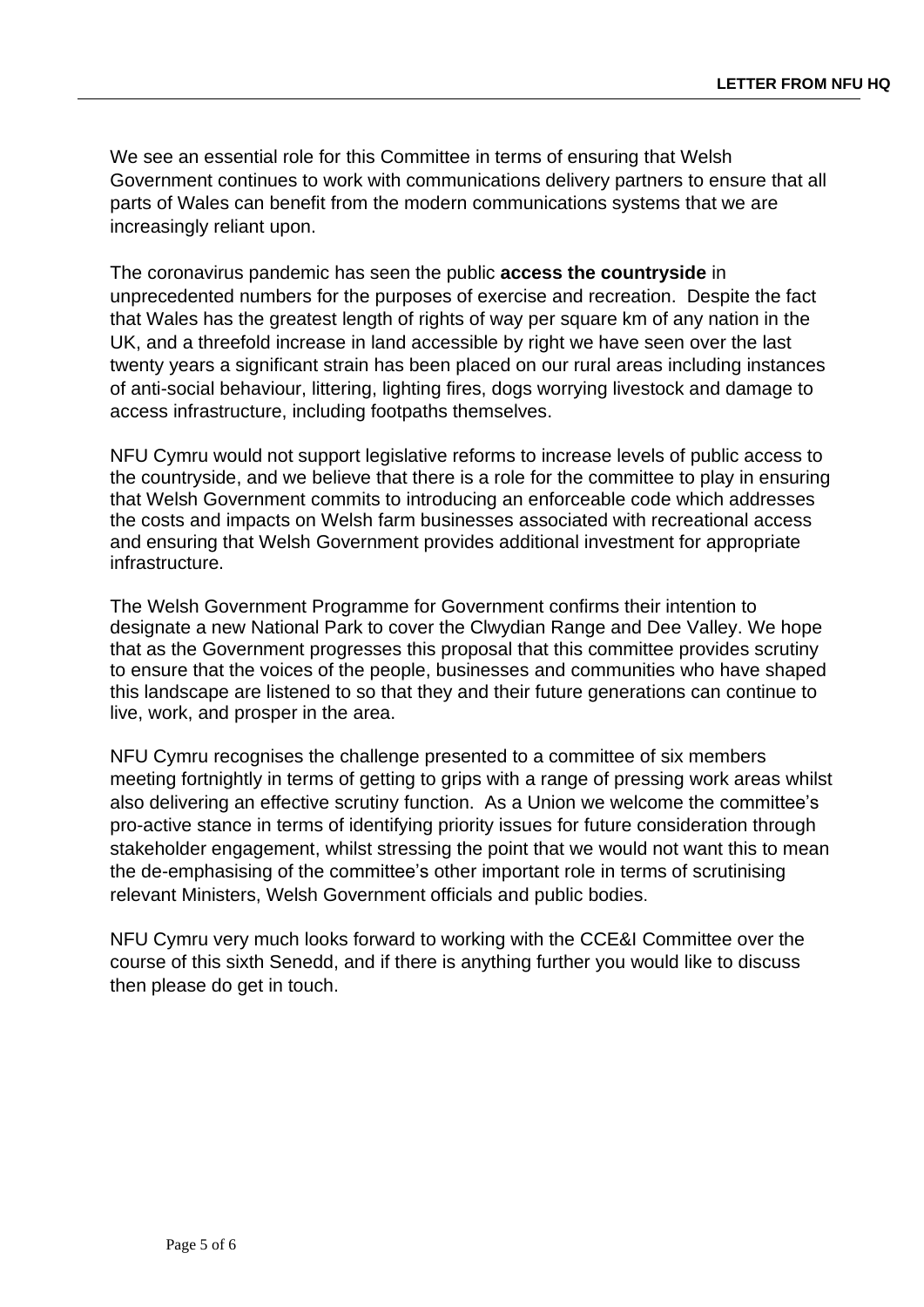We see an essential role for this Committee in terms of ensuring that Welsh Government continues to work with communications delivery partners to ensure that all parts of Wales can benefit from the modern communications systems that we are increasingly reliant upon.

The coronavirus pandemic has seen the public **access the countryside** in unprecedented numbers for the purposes of exercise and recreation. Despite the fact that Wales has the greatest length of rights of way per square km of any nation in the UK, and a threefold increase in land accessible by right we have seen over the last twenty years a significant strain has been placed on our rural areas including instances of anti-social behaviour, littering, lighting fires, dogs worrying livestock and damage to access infrastructure, including footpaths themselves.

NFU Cymru would not support legislative reforms to increase levels of public access to the countryside, and we believe that there is a role for the committee to play in ensuring that Welsh Government commits to introducing an enforceable code which addresses the costs and impacts on Welsh farm businesses associated with recreational access and ensuring that Welsh Government provides additional investment for appropriate infrastructure.

The Welsh Government Programme for Government confirms their intention to designate a new National Park to cover the Clwydian Range and Dee Valley. We hope that as the Government progresses this proposal that this committee provides scrutiny to ensure that the voices of the people, businesses and communities who have shaped this landscape are listened to so that they and their future generations can continue to live, work, and prosper in the area.

NFU Cymru recognises the challenge presented to a committee of six members meeting fortnightly in terms of getting to grips with a range of pressing work areas whilst also delivering an effective scrutiny function. As a Union we welcome the committee's pro-active stance in terms of identifying priority issues for future consideration through stakeholder engagement, whilst stressing the point that we would not want this to mean the de-emphasising of the committee's other important role in terms of scrutinising relevant Ministers, Welsh Government officials and public bodies.

NFU Cymru very much looks forward to working with the CCE&I Committee over the course of this sixth Senedd, and if there is anything further you would like to discuss then please do get in touch.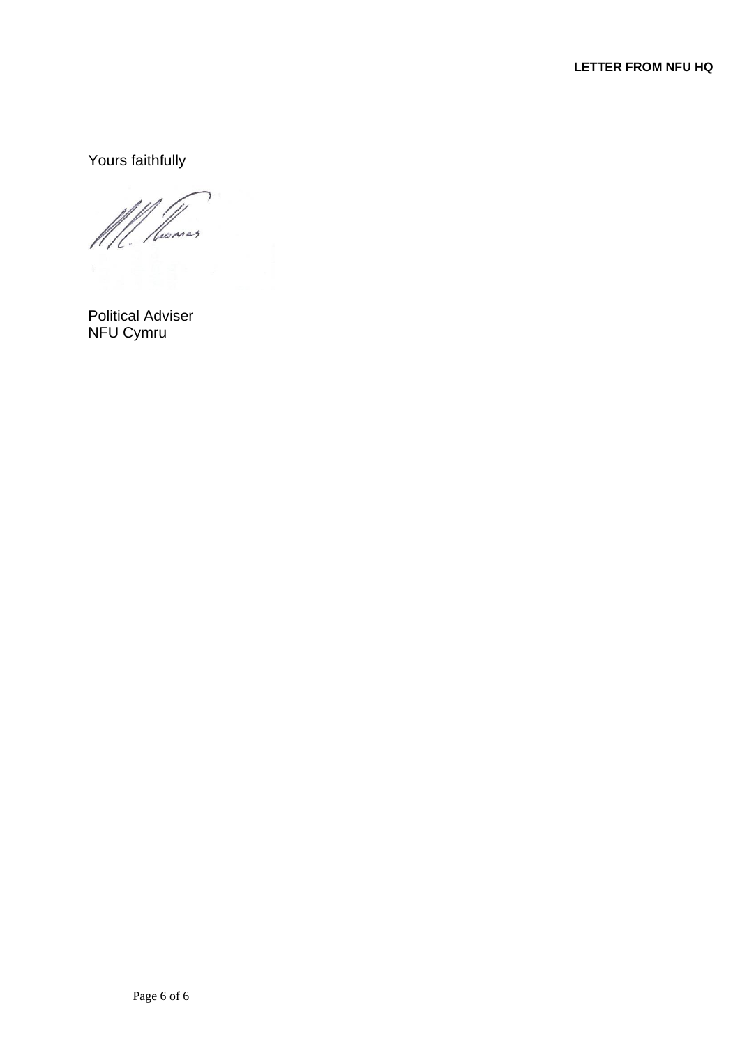Yours faithfully

Political Adviser
NFU Cymru